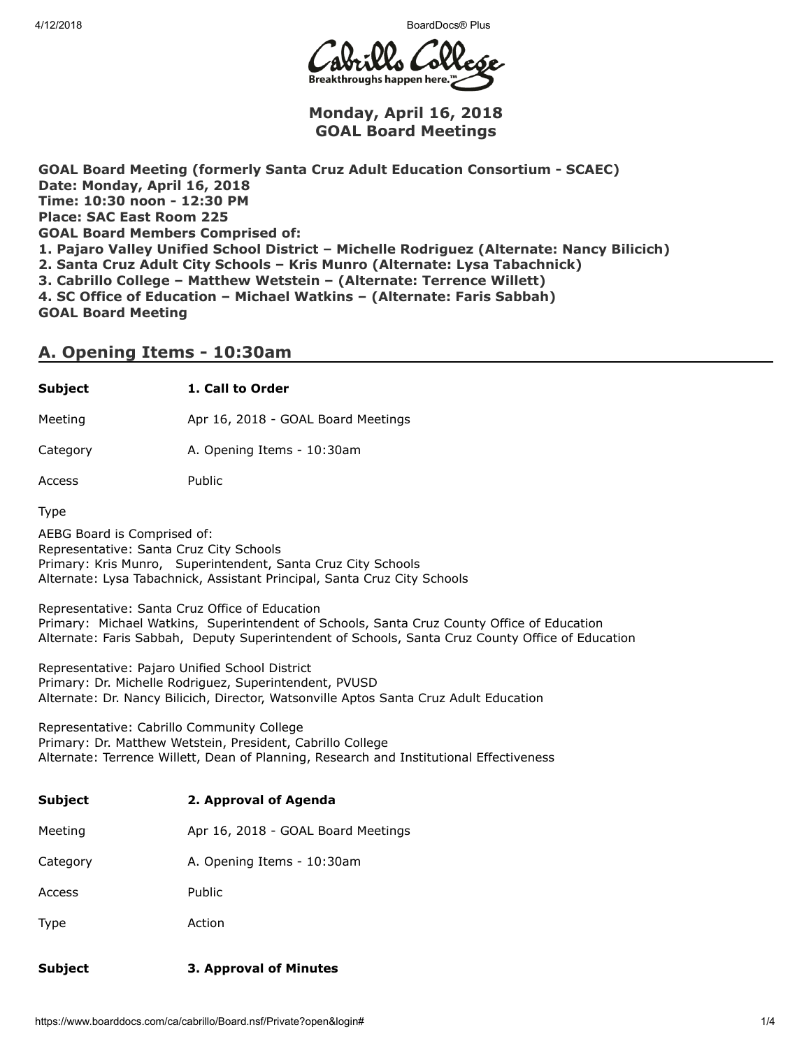# Monday, April 16, 2018
# GOAL Board Meetings

**GOAL Board Meeting (formerly Santa Cruz Adult Education Consortium - SCAEC)**
**Date: Monday, April 16, 2018**
**Time: 10:30 noon - 12:30 PM**
**Place: SAC East Room 225**
**GOAL Board Members Comprised of:**
**1. Pajaro Valley Unified School District – Michelle Rodriguez (Alternate: Nancy Bilicich)**
**2. Santa Cruz Adult City Schools – Kris Munro (Alternate: Lysa Tabachnick)**
**3. Cabrillo College – Matthew Wetstein – (Alternate: Terrence Willett)**
**4. SC Office of Education – Michael Watkins – (Alternate: Faris Sabbah)**
**GOAL Board Meeting**

## A. Opening Items - 10:30am

| | |
|---|---|
| **Subject** | **1. Call to Order** |
| Meeting | Apr 16, 2018 - GOAL Board Meetings |
| Category | A. Opening Items - 10:30am |
| Access | Public |
| Type | |

AEBG Board is Comprised of:
Representative: Santa Cruz City Schools
Primary: Kris Munro, Superintendent, Santa Cruz City Schools
Alternate: Lysa Tabachnick, Assistant Principal, Santa Cruz City Schools

Representative: Santa Cruz Office of Education
Primary: Michael Watkins, Superintendent of Schools, Santa Cruz County Office of Education
Alternate: Faris Sabbah, Deputy Superintendent of Schools, Santa Cruz County Office of Education

Representative: Pajaro Unified School District
Primary: Dr. Michelle Rodriguez, Superintendent, PVUSD
Alternate: Dr. Nancy Bilicich, Director, Watsonville Aptos Santa Cruz Adult Education

Representative: Cabrillo Community College
Primary: Dr. Matthew Wetstein, President, Cabrillo College
Alternate: Terrence Willett, Dean of Planning, Research and Institutional Effectiveness

| | |
|---|---|
| **Subject** | **2. Approval of Agenda** |
| Meeting | Apr 16, 2018 - GOAL Board Meetings |
| Category | A. Opening Items - 10:30am |
| Access | Public |
| Type | Action |

| | |
|---|---|
| **Subject** | **3. Approval of Minutes** |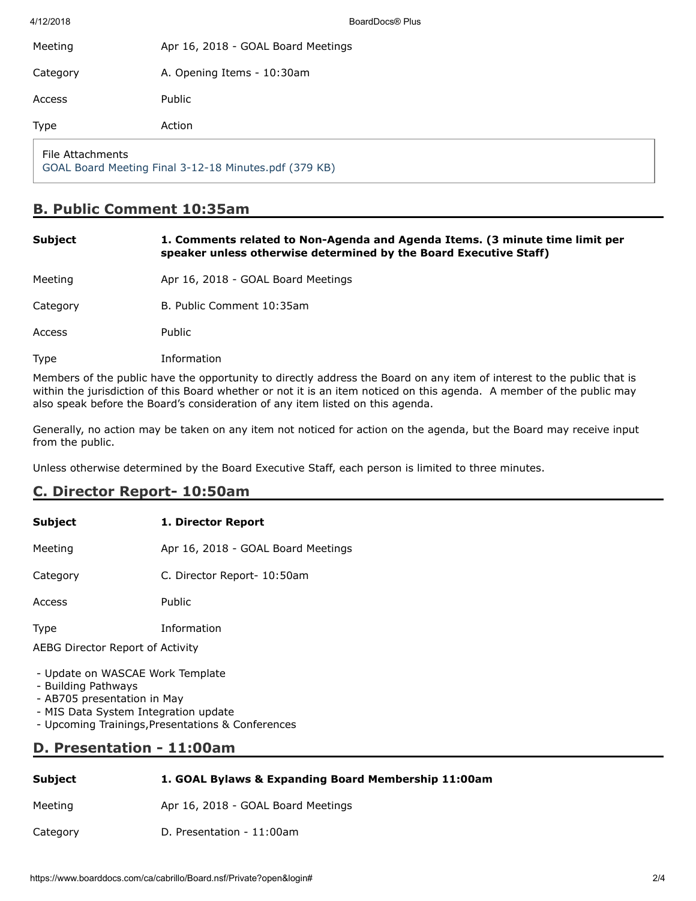| | |
|---|---|
| Meeting | Apr 16, 2018 - GOAL Board Meetings |
| Category | A. Opening Items - 10:30am |
| Access | Public |
| Type | Action |

File Attachments
GOAL Board Meeting Final 3-12-18 Minutes.pdf (379 KB)

## B. Public Comment 10:35am

| | |
|---|---|
| **Subject** | **1. Comments related to Non-Agenda and Agenda Items. (3 minute time limit per speaker unless otherwise determined by the Board Executive Staff)** |
| Meeting | Apr 16, 2018 - GOAL Board Meetings |
| Category | B. Public Comment 10:35am |
| Access | Public |
| Type | Information |

Members of the public have the opportunity to directly address the Board on any item of interest to the public that is within the jurisdiction of this Board whether or not it is an item noticed on this agenda. A member of the public may also speak before the Board's consideration of any item listed on this agenda.

Generally, no action may be taken on any item not noticed for action on the agenda, but the Board may receive input from the public.

Unless otherwise determined by the Board Executive Staff, each person is limited to three minutes.

## C. Director Report- 10:50am

| | |
|---|---|
| **Subject** | **1. Director Report** |
| Meeting | Apr 16, 2018 - GOAL Board Meetings |
| Category | C. Director Report- 10:50am |
| Access | Public |
| Type | Information |

AEBG Director Report of Activity

- Update on WASCAE Work Template
- Building Pathways
- AB705 presentation in May
- MIS Data System Integration update
- Upcoming Trainings,Presentations & Conferences

## D. Presentation - 11:00am

| | |
|---|---|
| **Subject** | **1. GOAL Bylaws & Expanding Board Membership 11:00am** |
| Meeting | Apr 16, 2018 - GOAL Board Meetings |
| Category | D. Presentation - 11:00am |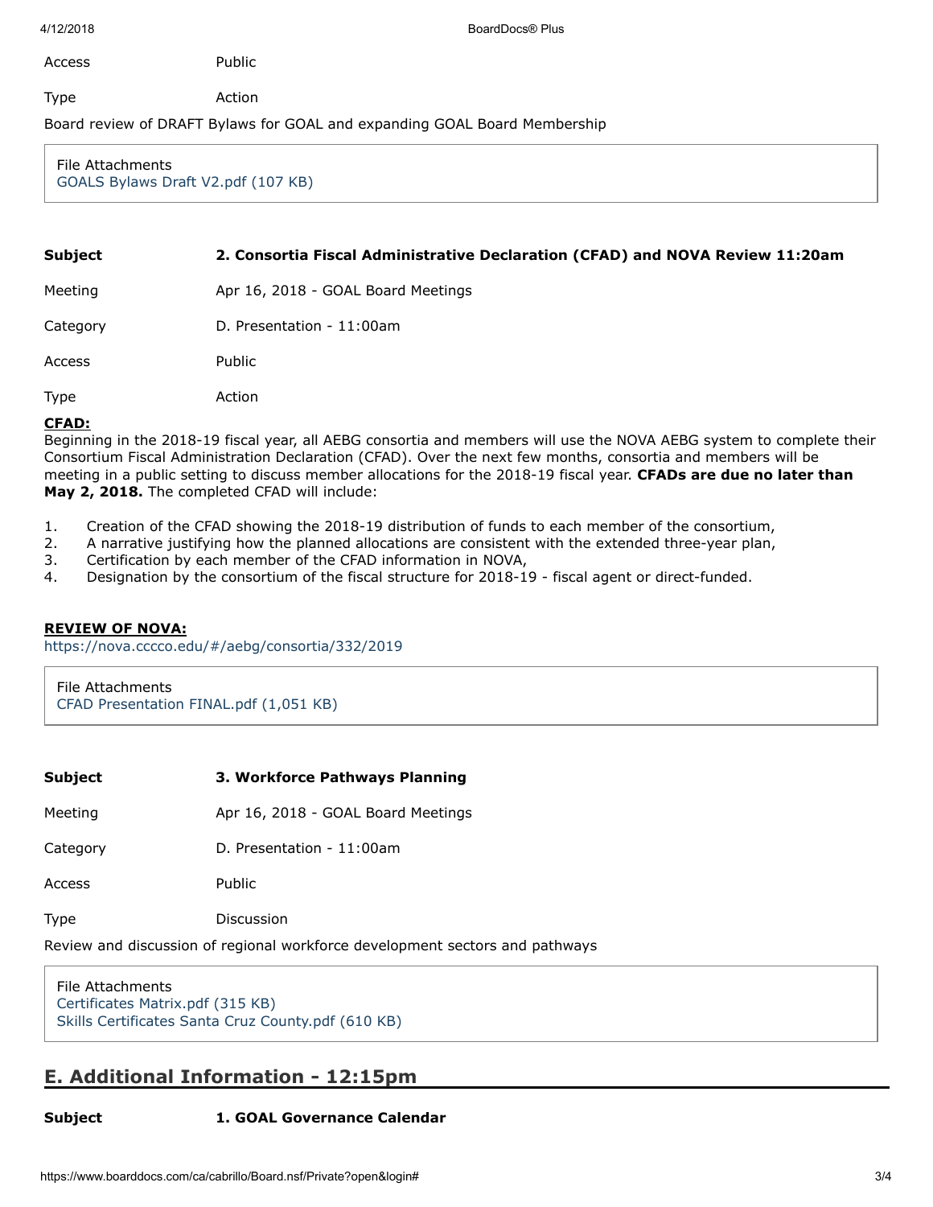Access Public

Type Action

Board review of DRAFT Bylaws for GOAL and expanding GOAL Board Membership

File Attachments
GOALS Bylaws Draft V2.pdf (107 KB)

| **Subject** | **2. Consortia Fiscal Administrative Declaration (CFAD) and NOVA Review 11:20am** |
|---|---|
| Meeting | Apr 16, 2018 - GOAL Board Meetings |
| Category | D. Presentation - 11:00am |
| Access | Public |
| Type | Action |

**CFAD:**
Beginning in the 2018-19 fiscal year, all AEBG consortia and members will use the NOVA AEBG system to complete their Consortium Fiscal Administration Declaration (CFAD). Over the next few months, consortia and members will be meeting in a public setting to discuss member allocations for the 2018-19 fiscal year. **CFADs are due no later than May 2, 2018.** The completed CFAD will include:

1. Creation of the CFAD showing the 2018-19 distribution of funds to each member of the consortium,
2. A narrative justifying how the planned allocations are consistent with the extended three-year plan,
3. Certification by each member of the CFAD information in NOVA,
4. Designation by the consortium of the fiscal structure for 2018-19 - fiscal agent or direct-funded.

**REVIEW OF NOVA:**
https://nova.cccco.edu/#/aebg/consortia/332/2019

File Attachments
CFAD Presentation FINAL.pdf (1,051 KB)

| **Subject** | **3. Workforce Pathways Planning** |
|---|---|
| Meeting | Apr 16, 2018 - GOAL Board Meetings |
| Category | D. Presentation - 11:00am |
| Access | Public |
| Type | Discussion |

Review and discussion of regional workforce development sectors and pathways

File Attachments
Certificates Matrix.pdf (315 KB)
Skills Certificates Santa Cruz County.pdf (610 KB)

## E. Additional Information - 12:15pm

| **Subject** | **1. GOAL Governance Calendar** |
|---|---|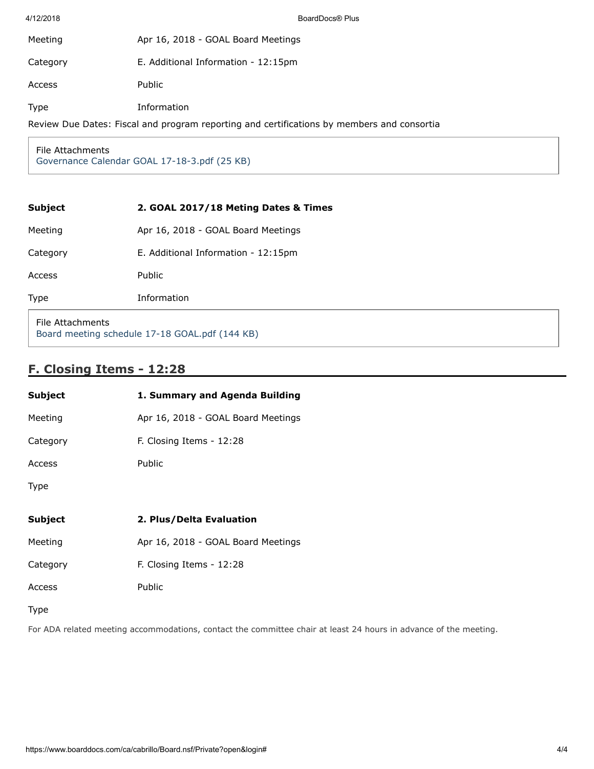| | |
|---|---|
| Meeting | Apr 16, 2018 - GOAL Board Meetings |
| Category | E. Additional Information - 12:15pm |
| Access | Public |
| Type | Information |

Review Due Dates: Fiscal and program reporting and certifications by members and consortia

File Attachments
Governance Calendar GOAL 17-18-3.pdf (25 KB)

| | |
|---|---|
| **Subject** | **2. GOAL 2017/18 Meting Dates & Times** |
| Meeting | Apr 16, 2018 - GOAL Board Meetings |
| Category | E. Additional Information - 12:15pm |
| Access | Public |
| Type | Information |

File Attachments
Board meeting schedule 17-18 GOAL.pdf (144 KB)

## F. Closing Items - 12:28

| | |
|---|---|
| **Subject** | **1. Summary and Agenda Building** |
| Meeting | Apr 16, 2018 - GOAL Board Meetings |
| Category | F. Closing Items - 12:28 |
| Access | Public |
| Type | |

| | |
|---|---|
| **Subject** | **2. Plus/Delta Evaluation** |
| Meeting | Apr 16, 2018 - GOAL Board Meetings |
| Category | F. Closing Items - 12:28 |
| Access | Public |
| Type | |

For ADA related meeting accommodations, contact the committee chair at least 24 hours in advance of the meeting.